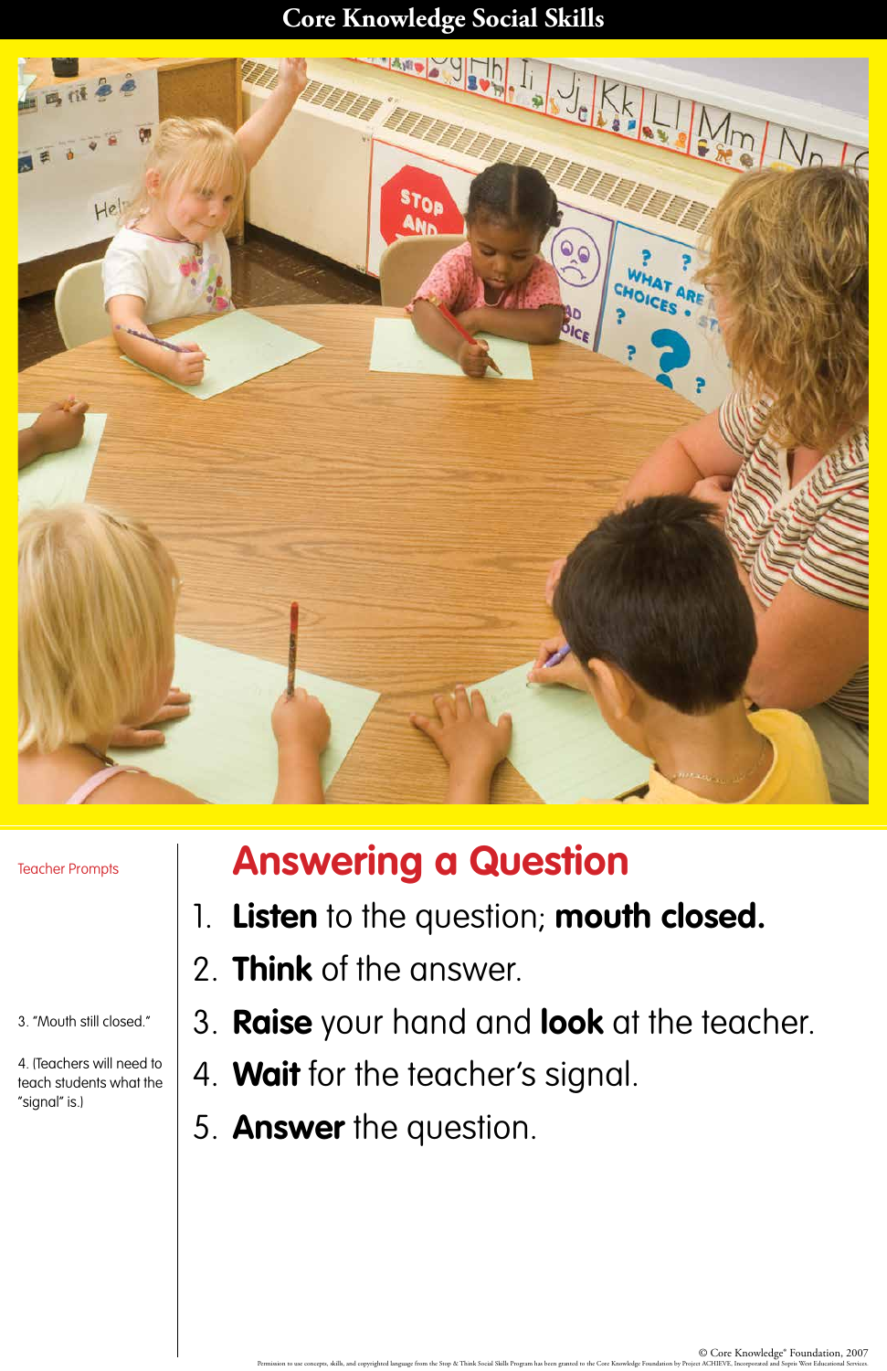# Core Knowledge Social Skills

## Answering a Question

1. **Listen** to the question; **mouth closed.**
2. **Think** of the answer.
3. **Raise** your hand and **look** at the teacher.
4. **Wait** for the teacher's signal.
5. **Answer** the question.

Teacher Prompts

3. "Mouth still closed."

4. (Teachers will need to teach students what the "signal" is.)

© Core Knowledge® Foundation, 2007

Permission to use concepts, skills, and copyrighted language from the Stop & Think Social Skills Program has been granted to the Core Knowledge Foundation by Project ACHIEVE, Incorporated and Sopris West Educational Services.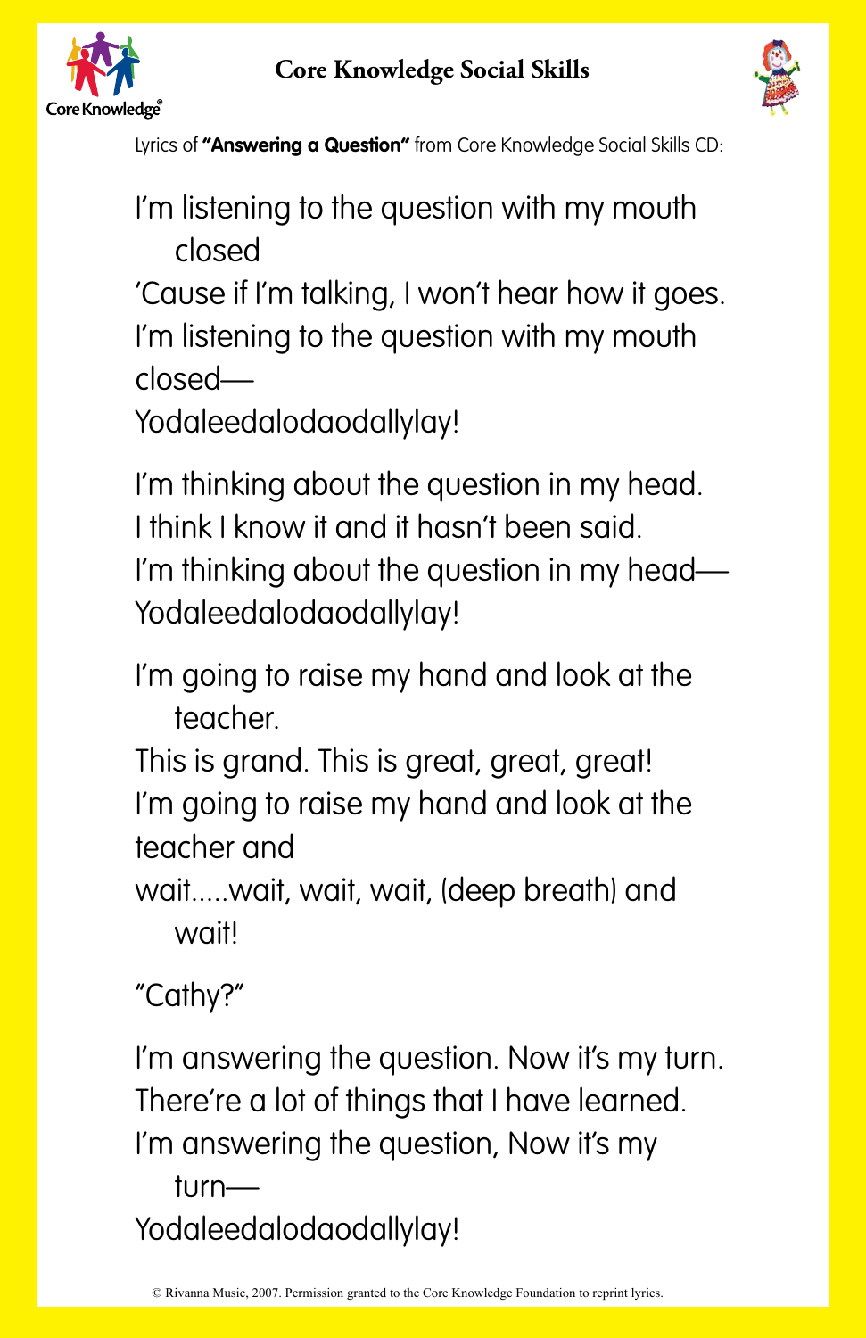**Core Knowledge Social Skills**

Lyrics of **"Answering a Question"** from Core Knowledge Social Skills CD:

I'm listening to the question with my mouth closed
'Cause if I'm talking, I won't hear how it goes.
I'm listening to the question with my mouth closed—
Yodaleedalodaodallylay!

I'm thinking about the question in my head.
I think I know it and it hasn't been said.
I'm thinking about the question in my head—
Yodaleedalodaodallylay!

I'm going to raise my hand and look at the teacher.
This is grand. This is great, great, great!
I'm going to raise my hand and look at the teacher and
wait.....wait, wait, wait, (deep breath) and wait!

"Cathy?"

I'm answering the question. Now it's my turn.
There're a lot of things that I have learned.
I'm answering the question, Now it's my turn—
Yodaleedalodaodallylay!

© Rivanna Music, 2007. Permission granted to the Core Knowledge Foundation to reprint lyrics.